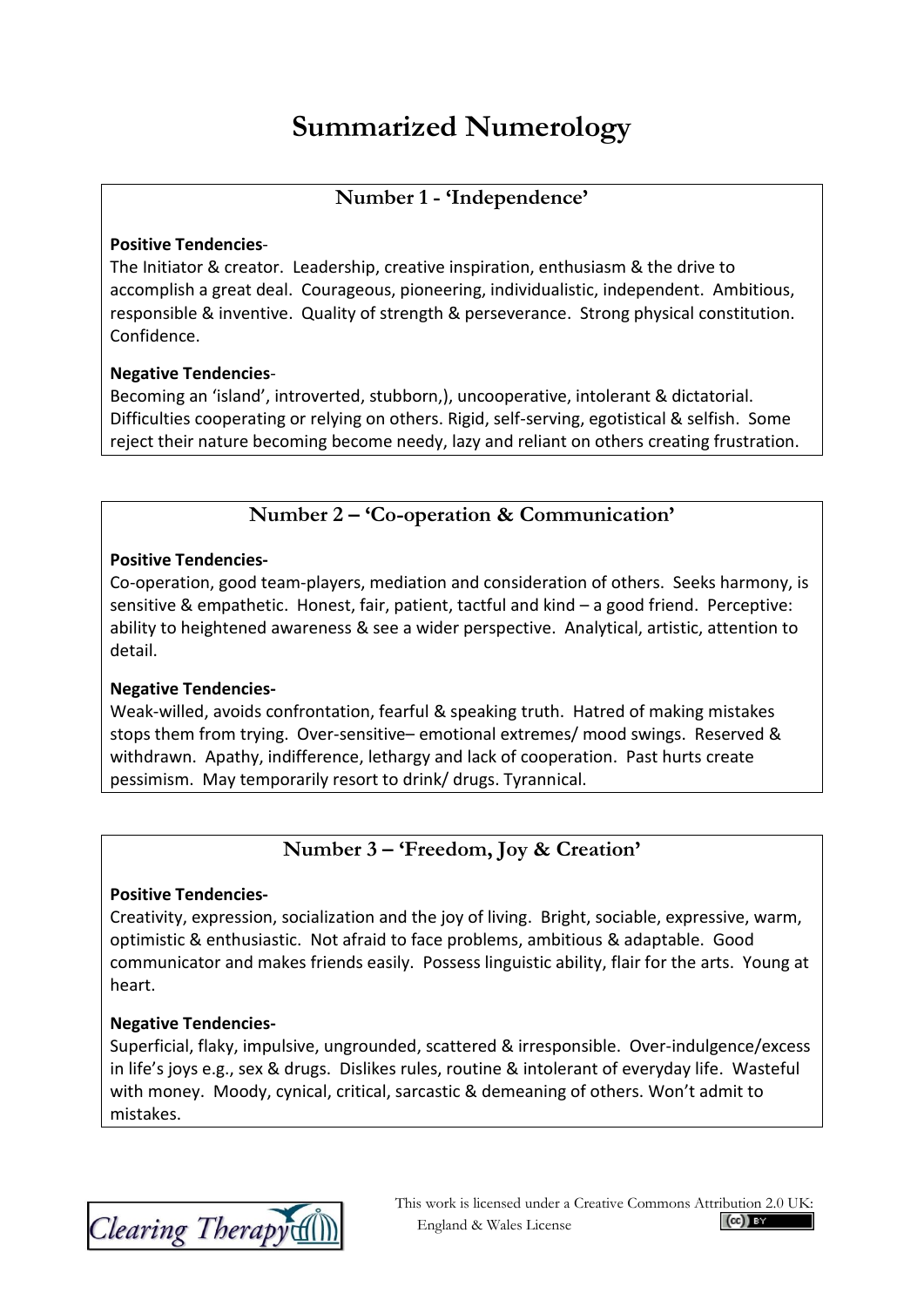# Summarized Numerology

## Number 1 - 'Independence'

**Positive Tendencies**-

The Initiator & creator. Leadership, creative inspiration, enthusiasm & the drive to accomplish a great deal. Courageous, pioneering, individualistic, independent. Ambitious, responsible & inventive. Quality of strength & perseverance. Strong physical constitution. Confidence.

**Negative Tendencies**-

Becoming an 'island', introverted, stubborn,), uncooperative, intolerant & dictatorial. Difficulties cooperating or relying on others. Rigid, self-serving, egotistical & selfish. Some reject their nature becoming become needy, lazy and reliant on others creating frustration.

## Number 2 – 'Co-operation & Communication'

**Positive Tendencies-**

Co-operation, good team-players, mediation and consideration of others. Seeks harmony, is sensitive & empathetic. Honest, fair, patient, tactful and kind – a good friend. Perceptive: ability to heightened awareness & see a wider perspective. Analytical, artistic, attention to detail.

**Negative Tendencies-**

Weak-willed, avoids confrontation, fearful & speaking truth. Hatred of making mistakes stops them from trying. Over-sensitive– emotional extremes/ mood swings. Reserved & withdrawn. Apathy, indifference, lethargy and lack of cooperation. Past hurts create pessimism. May temporarily resort to drink/ drugs. Tyrannical.

## Number 3 – 'Freedom, Joy & Creation'

**Positive Tendencies-**

Creativity, expression, socialization and the joy of living. Bright, sociable, expressive, warm, optimistic & enthusiastic. Not afraid to face problems, ambitious & adaptable. Good communicator and makes friends easily. Possess linguistic ability, flair for the arts. Young at heart.

**Negative Tendencies-**

Superficial, flaky, impulsive, ungrounded, scattered & irresponsible. Over-indulgence/excess in life's joys e.g., sex & drugs. Dislikes rules, routine & intolerant of everyday life. Wasteful with money. Moody, cynical, critical, sarcastic & demeaning of others. Won't admit to mistakes.

This work is licensed under a Creative Commons Attribution 2.0 UK: England & Wales License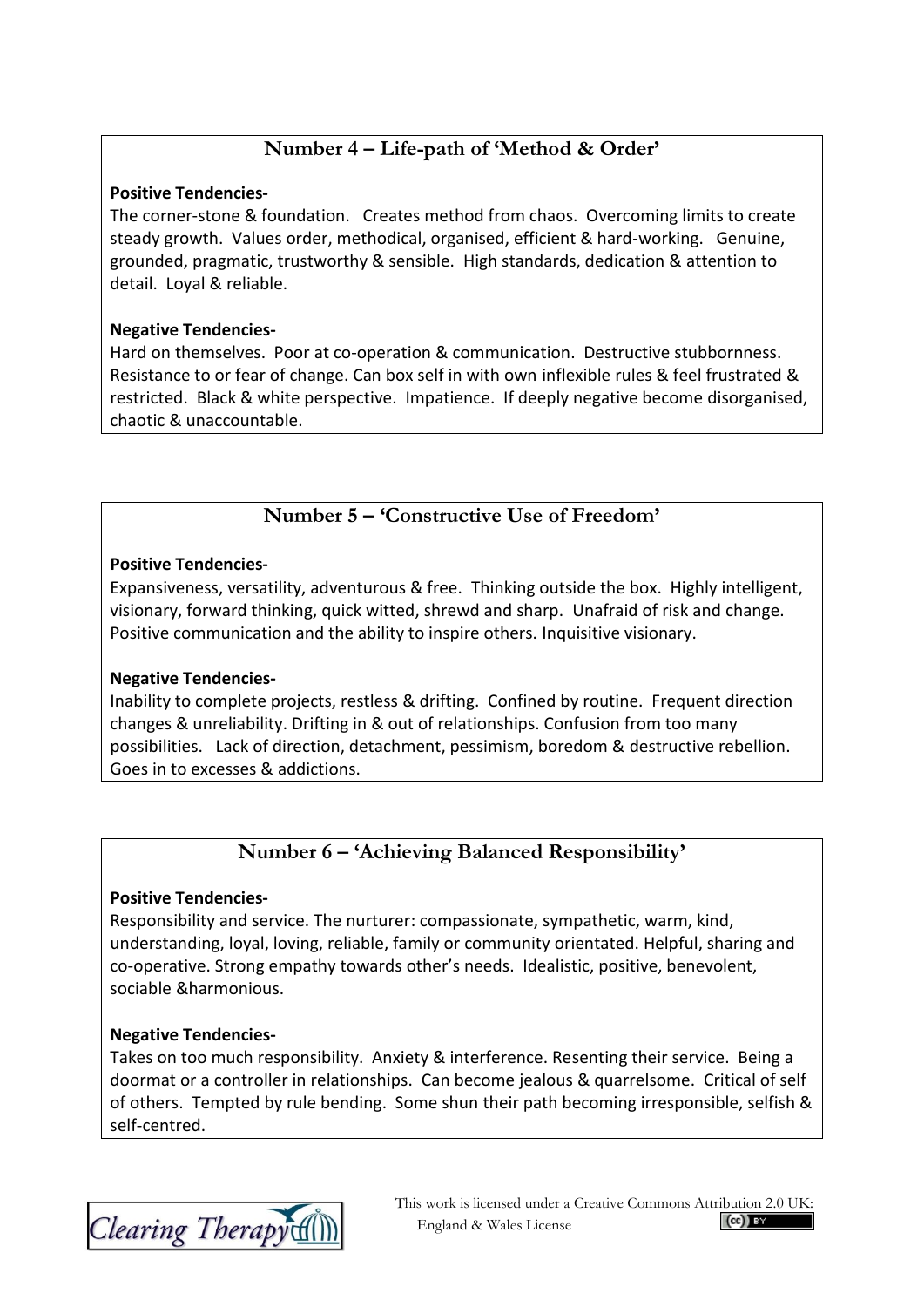## Number 4 – Life-path of 'Method & Order'

**Positive Tendencies-**

The corner-stone & foundation. Creates method from chaos. Overcoming limits to create steady growth. Values order, methodical, organised, efficient & hard-working. Genuine, grounded, pragmatic, trustworthy & sensible. High standards, dedication & attention to detail. Loyal & reliable.

**Negative Tendencies-**

Hard on themselves. Poor at co-operation & communication. Destructive stubbornness. Resistance to or fear of change. Can box self in with own inflexible rules & feel frustrated & restricted. Black & white perspective. Impatience. If deeply negative become disorganised, chaotic & unaccountable.

## Number 5 – 'Constructive Use of Freedom'

**Positive Tendencies-**

Expansiveness, versatility, adventurous & free. Thinking outside the box. Highly intelligent, visionary, forward thinking, quick witted, shrewd and sharp. Unafraid of risk and change. Positive communication and the ability to inspire others. Inquisitive visionary.

**Negative Tendencies-**

Inability to complete projects, restless & drifting. Confined by routine. Frequent direction changes & unreliability. Drifting in & out of relationships. Confusion from too many possibilities. Lack of direction, detachment, pessimism, boredom & destructive rebellion. Goes in to excesses & addictions.

## Number 6 – 'Achieving Balanced Responsibility'

**Positive Tendencies-**

Responsibility and service. The nurturer: compassionate, sympathetic, warm, kind, understanding, loyal, loving, reliable, family or community orientated. Helpful, sharing and co-operative. Strong empathy towards other's needs. Idealistic, positive, benevolent, sociable &harmonious.

**Negative Tendencies-**

Takes on too much responsibility. Anxiety & interference. Resenting their service. Being a doormat or a controller in relationships. Can become jealous & quarrelsome. Critical of self of others. Tempted by rule bending. Some shun their path becoming irresponsible, selfish & self-centred.

Clearing Therapy

This work is licensed under a Creative Commons Attribution 2.0 UK: England & Wales License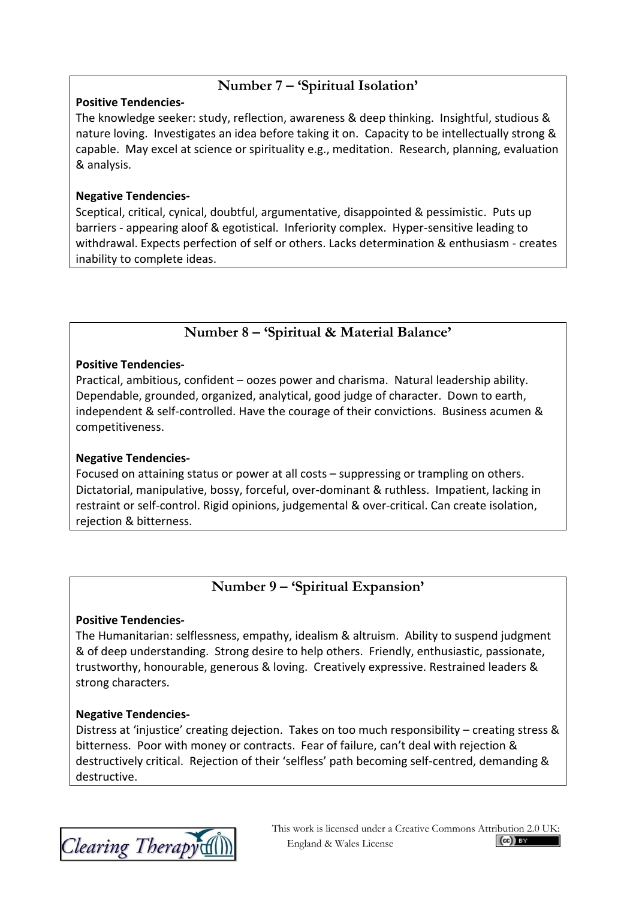## Number 7 – 'Spiritual Isolation'

**Positive Tendencies-**

The knowledge seeker: study, reflection, awareness & deep thinking. Insightful, studious & nature loving. Investigates an idea before taking it on. Capacity to be intellectually strong & capable. May excel at science or spirituality e.g., meditation. Research, planning, evaluation & analysis.

**Negative Tendencies-**

Sceptical, critical, cynical, doubtful, argumentative, disappointed & pessimistic. Puts up barriers - appearing aloof & egotistical. Inferiority complex. Hyper-sensitive leading to withdrawal. Expects perfection of self or others. Lacks determination & enthusiasm - creates inability to complete ideas.

## Number 8 – 'Spiritual & Material Balance'

**Positive Tendencies-**

Practical, ambitious, confident – oozes power and charisma. Natural leadership ability. Dependable, grounded, organized, analytical, good judge of character. Down to earth, independent & self-controlled. Have the courage of their convictions. Business acumen & competitiveness.

**Negative Tendencies-**

Focused on attaining status or power at all costs – suppressing or trampling on others. Dictatorial, manipulative, bossy, forceful, over-dominant & ruthless. Impatient, lacking in restraint or self-control. Rigid opinions, judgemental & over-critical. Can create isolation, rejection & bitterness.

## Number 9 – 'Spiritual Expansion'

**Positive Tendencies-**

The Humanitarian: selflessness, empathy, idealism & altruism. Ability to suspend judgment & of deep understanding. Strong desire to help others. Friendly, enthusiastic, passionate, trustworthy, honourable, generous & loving. Creatively expressive. Restrained leaders & strong characters.

**Negative Tendencies-**

Distress at 'injustice' creating dejection. Takes on too much responsibility – creating stress & bitterness. Poor with money or contracts. Fear of failure, can't deal with rejection & destructively critical. Rejection of their 'selfless' path becoming self-centred, demanding & destructive.

Clearing Therapy

This work is licensed under a Creative Commons Attribution 2.0 UK: England & Wales License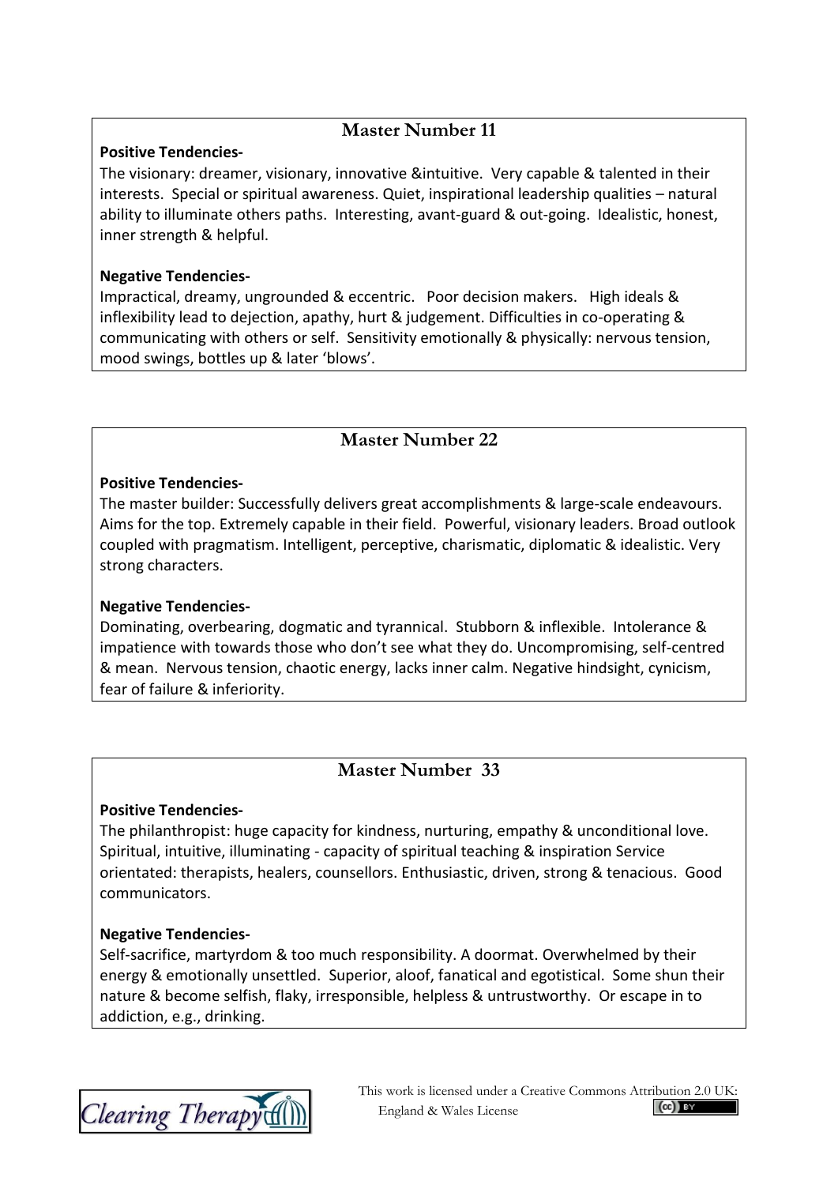## Master Number 11

**Positive Tendencies-**

The visionary: dreamer, visionary, innovative &intuitive. Very capable & talented in their interests. Special or spiritual awareness. Quiet, inspirational leadership qualities – natural ability to illuminate others paths. Interesting, avant-guard & out-going. Idealistic, honest, inner strength & helpful.

**Negative Tendencies-**

Impractical, dreamy, ungrounded & eccentric. Poor decision makers. High ideals & inflexibility lead to dejection, apathy, hurt & judgement. Difficulties in co-operating & communicating with others or self. Sensitivity emotionally & physically: nervous tension, mood swings, bottles up & later 'blows'.

## Master Number 22

**Positive Tendencies-**

The master builder: Successfully delivers great accomplishments & large-scale endeavours. Aims for the top. Extremely capable in their field. Powerful, visionary leaders. Broad outlook coupled with pragmatism. Intelligent, perceptive, charismatic, diplomatic & idealistic. Very strong characters.

**Negative Tendencies-**

Dominating, overbearing, dogmatic and tyrannical. Stubborn & inflexible. Intolerance & impatience with towards those who don't see what they do. Uncompromising, self-centred & mean. Nervous tension, chaotic energy, lacks inner calm. Negative hindsight, cynicism, fear of failure & inferiority.

## Master Number 33

**Positive Tendencies-**

The philanthropist: huge capacity for kindness, nurturing, empathy & unconditional love. Spiritual, intuitive, illuminating - capacity of spiritual teaching & inspiration Service orientated: therapists, healers, counsellors. Enthusiastic, driven, strong & tenacious. Good communicators.

**Negative Tendencies-**

Self-sacrifice, martyrdom & too much responsibility. A doormat. Overwhelmed by their energy & emotionally unsettled. Superior, aloof, fanatical and egotistical. Some shun their nature & become selfish, flaky, irresponsible, helpless & untrustworthy. Or escape in to addiction, e.g., drinking.

Clearing Therapy

This work is licensed under a Creative Commons Attribution 2.0 UK: England & Wales License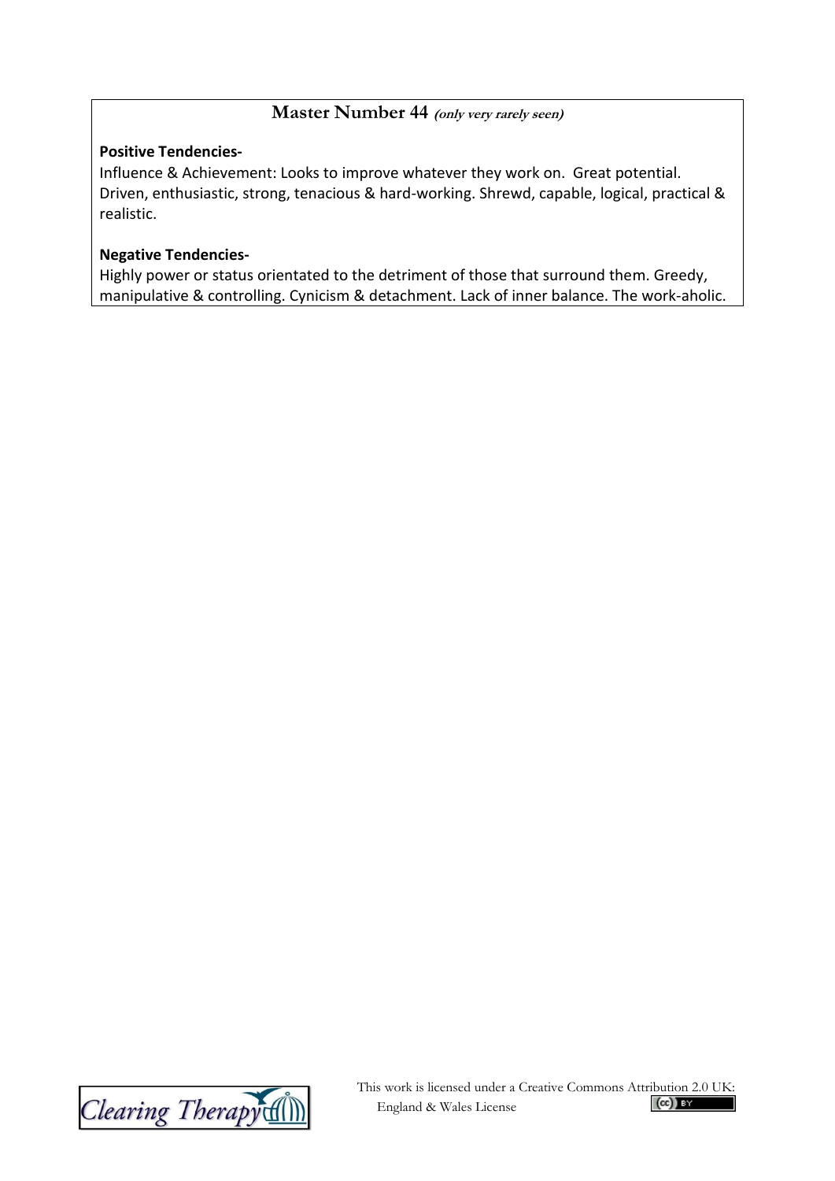## Master Number 44 *(only very rarely seen)*

**Positive Tendencies-**

Influence & Achievement: Looks to improve whatever they work on. Great potential. Driven, enthusiastic, strong, tenacious & hard-working. Shrewd, capable, logical, practical & realistic.

**Negative Tendencies-**

Highly power or status orientated to the detriment of those that surround them. Greedy, manipulative & controlling. Cynicism & detachment. Lack of inner balance. The work-aholic.

This work is licensed under a Creative Commons Attribution 2.0 UK: England & Wales License